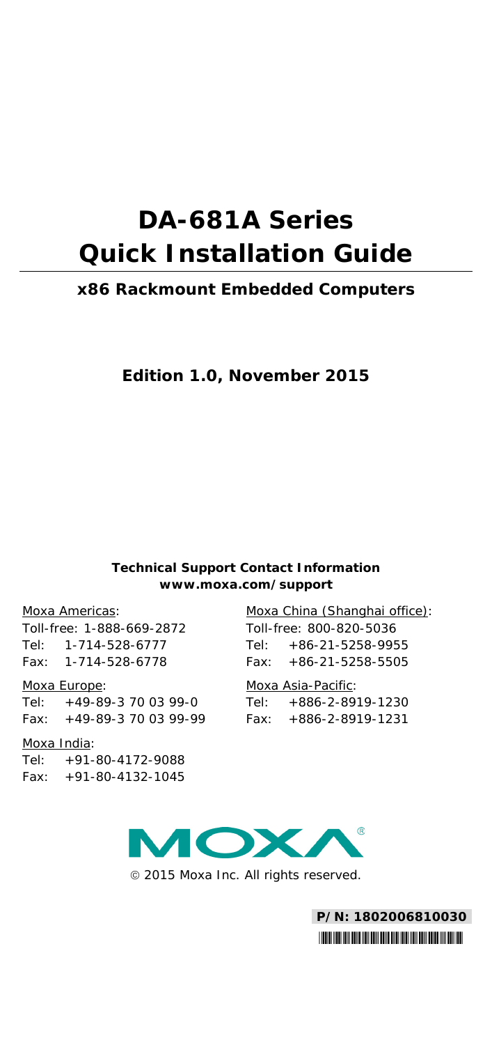# DA-681A Series Quick Installation Guide

## x86 Rackmount Embedded Computers

**Edition 1.0, November 2015**

**Technical Support Contact Information**
**www.moxa.com/support**

Moxa Americas:
Toll-free: 1-888-669-2872
Tel: 1-714-528-6777
Fax: 1-714-528-6778

Moxa Europe:
Tel: +49-89-3 70 03 99-0
Fax: +49-89-3 70 03 99-99

Moxa India:
Tel: +91-80-4172-9088
Fax: +91-80-4132-1045

Moxa China (Shanghai office):
Toll-free: 800-820-5036
Tel: +86-21-5258-9955
Fax: +86-21-5258-5505

Moxa Asia-Pacific:
Tel: +886-2-8919-1230
Fax: +886-2-8919-1231

MOXA®

© 2015 Moxa Inc. All rights reserved.

**P/N: 1802006810030**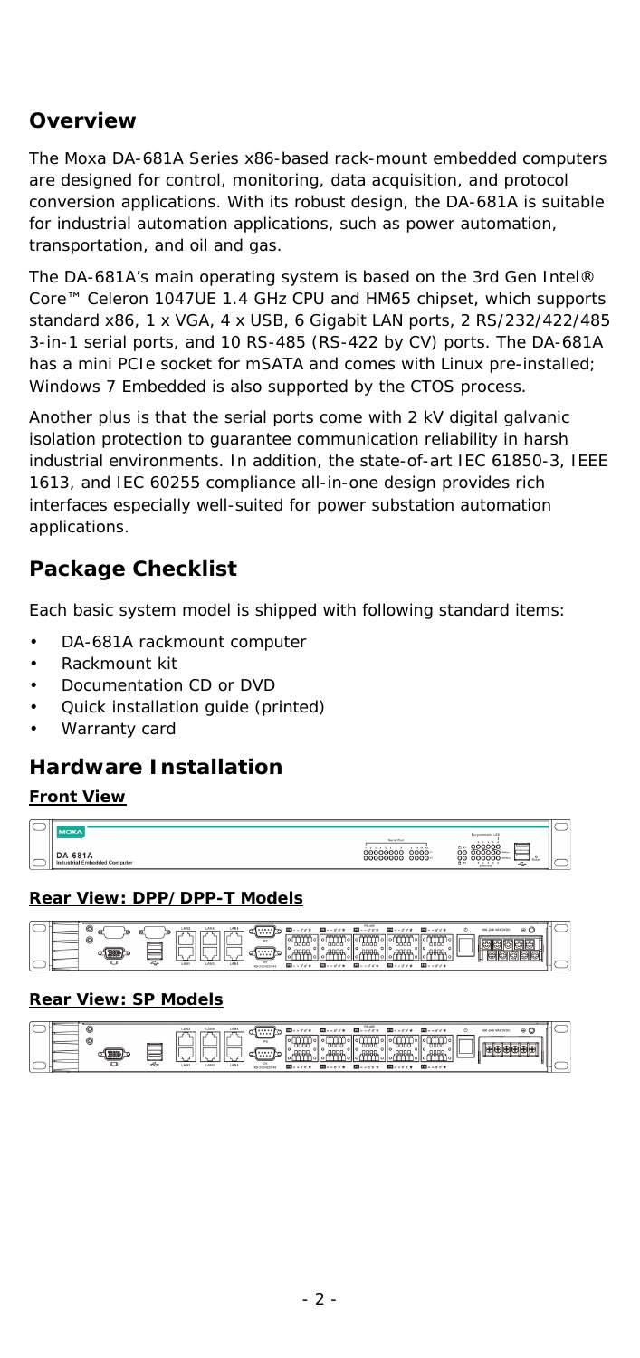## Overview

The Moxa DA-681A Series x86-based rack-mount embedded computers are designed for control, monitoring, data acquisition, and protocol conversion applications. With its robust design, the DA-681A is suitable for industrial automation applications, such as power automation, transportation, and oil and gas.

The DA-681A's main operating system is based on the 3rd Gen Intel® Core™ Celeron 1047UE 1.4 GHz CPU and HM65 chipset, which supports standard x86, 1 x VGA, 4 x USB, 6 Gigabit LAN ports, 2 RS/232/422/485 3-in-1 serial ports, and 10 RS-485 (RS-422 by CV) ports. The DA-681A has a mini PCIe socket for mSATA and comes with Linux pre-installed; Windows 7 Embedded is also supported by the CTOS process.

Another plus is that the serial ports come with 2 kV digital galvanic isolation protection to guarantee communication reliability in harsh industrial environments. In addition, the state-of-art IEC 61850-3, IEEE 1613, and IEC 60255 compliance all-in-one design provides rich interfaces especially well-suited for power substation automation applications.

## Package Checklist

Each basic system model is shipped with following standard items:

- DA-681A rackmount computer
- Rackmount kit
- Documentation CD or DVD
- Quick installation guide (printed)
- Warranty card

## Hardware Installation

### Front View

### Rear View: DPP/DPP-T Models

### Rear View: SP Models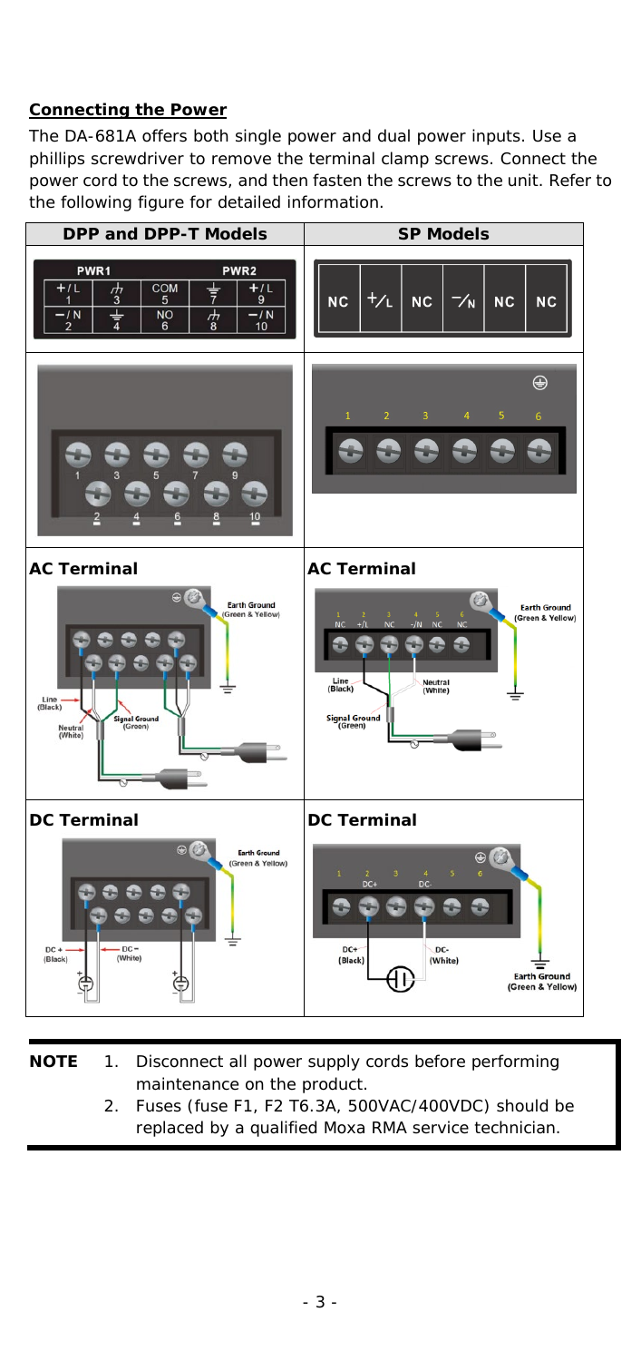**Connecting the Power**

The DA-681A offers both single power and dual power inputs. Use a phillips screwdriver to remove the terminal clamp screws. Connect the power cord to the screws, and then fasten the screws to the unit. Refer to the following figure for detailed information.

| DPP and DPP-T Models | SP Models |
|---|---|
| PWR1 / PWR2: +/L 1, 3, COM 5, 7, +/L 9; −/N 2, 4, NO 6, 8, −/N 10 | NC, +/L, NC, −/N, NC, NC |
| 1, 3, 5, 7, 9; 2, 4, 6, 8, 10 | 1, 2, 3, 4, 5, 6 |
| **AC Terminal**<br>Earth Ground (Green & Yellow)<br>Line (Black)<br>Signal Ground (Green)<br>Neutral (White) | **AC Terminal**<br>Earth Ground (Green & Yellow)<br>Line (Black)<br>Neutral (White)<br>Signal Ground (Green) |
| **DC Terminal**<br>Earth Ground (Green & Yellow)<br>DC+ (Black)<br>DC− (White) | **DC Terminal**<br>DC+ (Black)<br>DC- (White)<br>Earth Ground (Green & Yellow) |

**NOTE**
1. Disconnect all power supply cords before performing maintenance on the product.
2. Fuses (fuse F1, F2 T6.3A, 500VAC/400VDC) should be replaced by a qualified Moxa RMA service technician.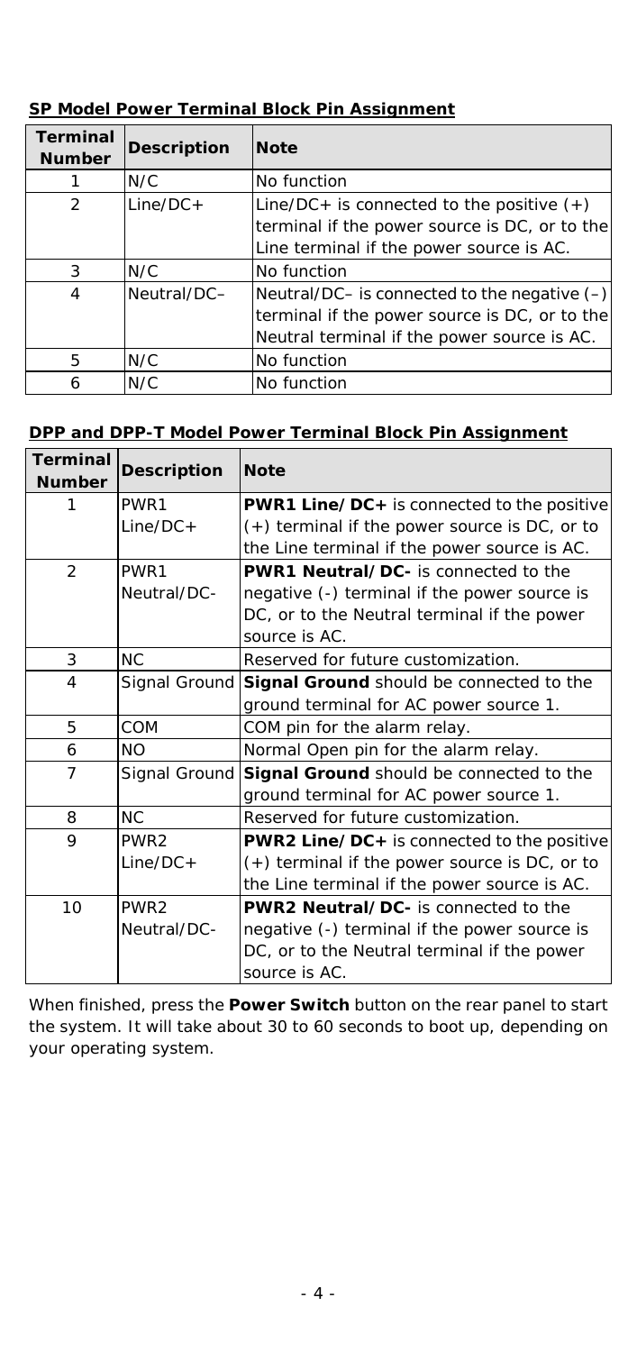**SP Model Power Terminal Block Pin Assignment**

| Terminal Number | Description | Note |
|---|---|---|
| 1 | N/C | No function |
| 2 | Line/DC+ | Line/DC+ is connected to the positive (+) terminal if the power source is DC, or to the Line terminal if the power source is AC. |
| 3 | N/C | No function |
| 4 | Neutral/DC– | Neutral/DC– is connected to the negative (–) terminal if the power source is DC, or to the Neutral terminal if the power source is AC. |
| 5 | N/C | No function |
| 6 | N/C | No function |

**DPP and DPP-T Model Power Terminal Block Pin Assignment**

| Terminal Number | Description | Note |
|---|---|---|
| 1 | PWR1 Line/DC+ | **PWR1 Line/DC+** is connected to the positive (+) terminal if the power source is DC, or to the Line terminal if the power source is AC. |
| 2 | PWR1 Neutral/DC- | **PWR1 Neutral/DC-** is connected to the negative (-) terminal if the power source is DC, or to the Neutral terminal if the power source is AC. |
| 3 | NC | Reserved for future customization. |
| 4 | Signal Ground | **Signal Ground** should be connected to the ground terminal for AC power source 1. |
| 5 | COM | COM pin for the alarm relay. |
| 6 | NO | Normal Open pin for the alarm relay. |
| 7 | Signal Ground | **Signal Ground** should be connected to the ground terminal for AC power source 1. |
| 8 | NC | Reserved for future customization. |
| 9 | PWR2 Line/DC+ | **PWR2 Line/DC+** is connected to the positive (+) terminal if the power source is DC, or to the Line terminal if the power source is AC. |
| 10 | PWR2 Neutral/DC- | **PWR2 Neutral/DC-** is connected to the negative (-) terminal if the power source is DC, or to the Neutral terminal if the power source is AC. |

When finished, press the **Power Switch** button on the rear panel to start the system. It will take about 30 to 60 seconds to boot up, depending on your operating system.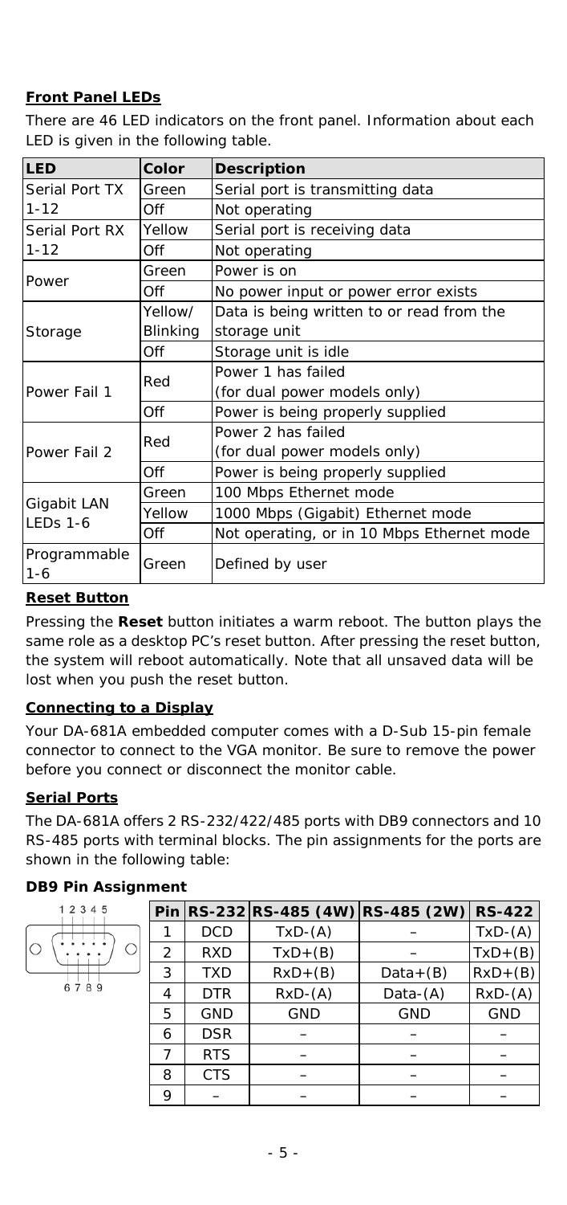## Front Panel LEDs

There are 46 LED indicators on the front panel. Information about each LED is given in the following table.

| LED | Color | Description |
|---|---|---|
| Serial Port TX 1-12 | Green | Serial port is transmitting data |
| | Off | Not operating |
| Serial Port RX 1-12 | Yellow | Serial port is receiving data |
| | Off | Not operating |
| Power | Green | Power is on |
| | Off | No power input or power error exists |
| Storage | Yellow/ Blinking | Data is being written to or read from the storage unit |
| | Off | Storage unit is idle |
| Power Fail 1 | Red | Power 1 has failed (for dual power models only) |
| | Off | Power is being properly supplied |
| Power Fail 2 | Red | Power 2 has failed (for dual power models only) |
| | Off | Power is being properly supplied |
| Gigabit LAN LEDs 1-6 | Green | 100 Mbps Ethernet mode |
| | Yellow | 1000 Mbps (Gigabit) Ethernet mode |
| | Off | Not operating, or in 10 Mbps Ethernet mode |
| Programmable 1-6 | Green | Defined by user |

## Reset Button

Pressing the **Reset** button initiates a warm reboot. The button plays the same role as a desktop PC's reset button. After pressing the reset button, the system will reboot automatically. Note that all unsaved data will be lost when you push the reset button.

## Connecting to a Display

Your DA-681A embedded computer comes with a D-Sub 15-pin female connector to connect to the VGA monitor. Be sure to remove the power before you connect or disconnect the monitor cable.

## Serial Ports

The DA-681A offers 2 RS-232/422/485 ports with DB9 connectors and 10 RS-485 ports with terminal blocks. The pin assignments for the ports are shown in the following table:

### DB9 Pin Assignment

| Pin | RS-232 | RS-485 (4W) | RS-485 (2W) | RS-422 |
|---|---|---|---|---|
| 1 | DCD | TxD-(A) | – | TxD-(A) |
| 2 | RXD | TxD+(B) | – | TxD+(B) |
| 3 | TXD | RxD+(B) | Data+(B) | RxD+(B) |
| 4 | DTR | RxD-(A) | Data-(A) | RxD-(A) |
| 5 | GND | GND | GND | GND |
| 6 | DSR | – | – | – |
| 7 | RTS | – | – | – |
| 8 | CTS | – | – | – |
| 9 | – | – | – | – |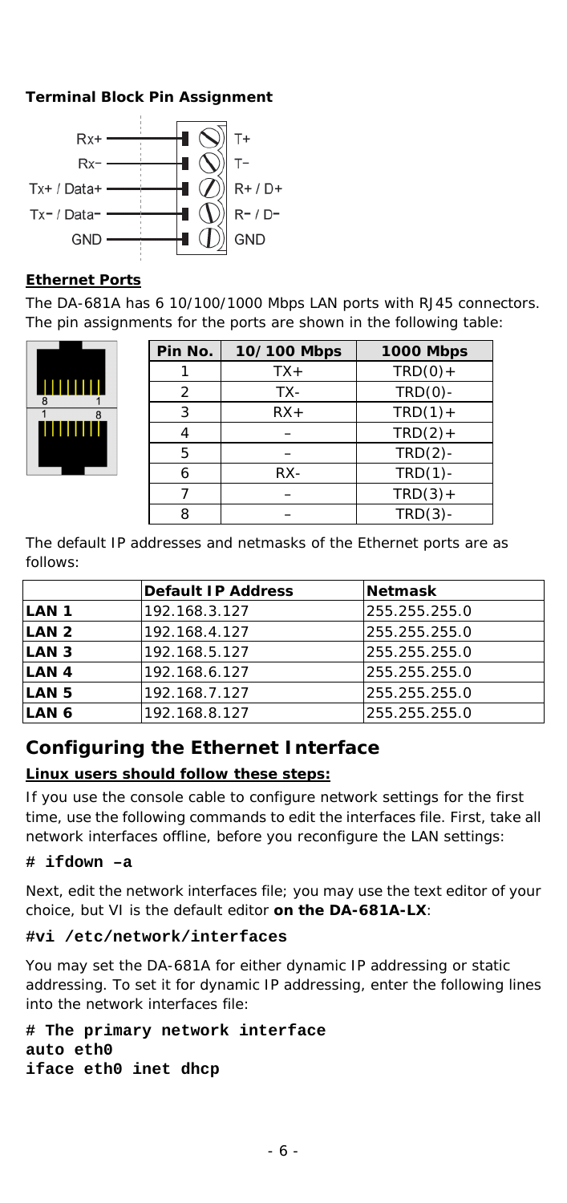**Terminal Block Pin Assignment**

| | | |
|---|---|---|
| Rx+ | | T+ |
| Rx- | | T- |
| Tx+ / Data+ | | R+ / D+ |
| Tx- / Data- | | R- / D- |
| GND | | GND |

**Ethernet Ports**

The DA-681A has 6 10/100/1000 Mbps LAN ports with RJ45 connectors. The pin assignments for the ports are shown in the following table:

| Pin No. | 10/100 Mbps | 1000 Mbps |
|---|---|---|
| 1 | TX+ | TRD(0)+ |
| 2 | TX- | TRD(0)- |
| 3 | RX+ | TRD(1)+ |
| 4 | – | TRD(2)+ |
| 5 | – | TRD(2)- |
| 6 | RX- | TRD(1)- |
| 7 | – | TRD(3)+ |
| 8 | – | TRD(3)- |

The default IP addresses and netmasks of the Ethernet ports are as follows:

| | Default IP Address | Netmask |
|---|---|---|
| **LAN 1** | 192.168.3.127 | 255.255.255.0 |
| **LAN 2** | 192.168.4.127 | 255.255.255.0 |
| **LAN 3** | 192.168.5.127 | 255.255.255.0 |
| **LAN 4** | 192.168.6.127 | 255.255.255.0 |
| **LAN 5** | 192.168.7.127 | 255.255.255.0 |
| **LAN 6** | 192.168.8.127 | 255.255.255.0 |

## Configuring the Ethernet Interface

**Linux users should follow these steps:**

If you use the console cable to configure network settings for the first time, use the following commands to edit the interfaces file. First, take all network interfaces offline, before you reconfigure the LAN settings:

```
# ifdown –a
```

Next, edit the network interfaces file; you may use the text editor of your choice, but VI is the default editor **on the DA-681A-LX**:

```
#vi /etc/network/interfaces
```

You may set the DA-681A for either dynamic IP addressing or static addressing. To set it for dynamic IP addressing, enter the following lines into the network interfaces file:

```
# The primary network interface
auto eth0
iface eth0 inet dhcp
```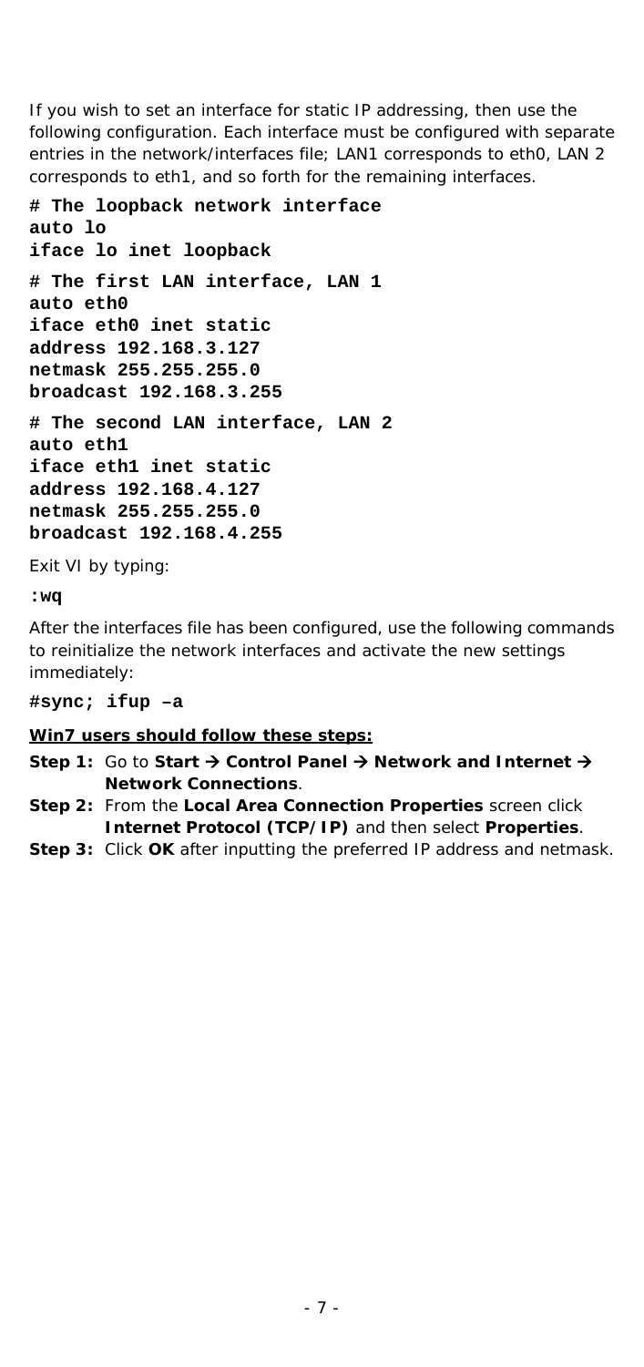If you wish to set an interface for static IP addressing, then use the following configuration. Each interface must be configured with separate entries in the network/interfaces file; LAN1 corresponds to eth0, LAN 2 corresponds to eth1, and so forth for the remaining interfaces.

```
# The loopback network interface
auto lo
iface lo inet loopback

# The first LAN interface, LAN 1
auto eth0
iface eth0 inet static
address 192.168.3.127
netmask 255.255.255.0
broadcast 192.168.3.255

# The second LAN interface, LAN 2
auto eth1
iface eth1 inet static
address 192.168.4.127
netmask 255.255.255.0
broadcast 192.168.4.255
```

Exit VI by typing:

```
:wq
```

After the interfaces file has been configured, use the following commands to reinitialize the network interfaces and activate the new settings immediately:

```
#sync; ifup –a
```

**Win7 users should follow these steps:**

**Step 1:** Go to **Start → Control Panel → Network and Internet → Network Connections**.

**Step 2:** From the **Local Area Connection Properties** screen click **Internet Protocol (TCP/IP)** and then select **Properties**.

**Step 3:** Click **OK** after inputting the preferred IP address and netmask.